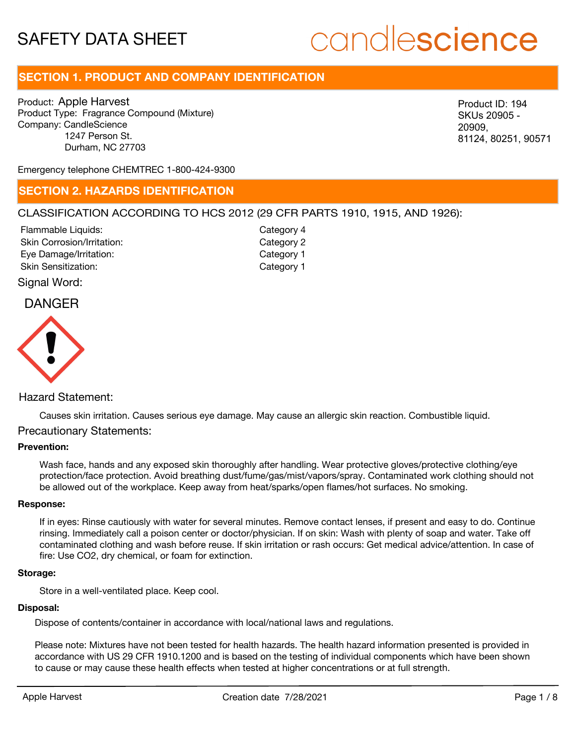# SAFETY DATA SHEET

candlescience

## SECTION 1. PRODUCT AND COMPANY IDENTIFICATION

Product: Apple Harvest
Product Type: Fragrance Compound (Mixture)
Company: CandleScience
1247 Person St.
Durham, NC 27703

Product ID: 194
SKUs 20905 - 20909, 81124, 80251, 90571

Emergency telephone CHEMTREC 1-800-424-9300

## SECTION 2. HAZARDS IDENTIFICATION

CLASSIFICATION ACCORDING TO HCS 2012 (29 CFR PARTS 1910, 1915, AND 1926):

| | |
|---|---|
| Flammable Liquids: | Category 4 |
| Skin Corrosion/Irritation: | Category 2 |
| Eye Damage/Irritation: | Category 1 |
| Skin Sensitization: | Category 1 |

Signal Word:

DANGER

Hazard Statement:

Causes skin irritation. Causes serious eye damage. May cause an allergic skin reaction. Combustible liquid.

Precautionary Statements:

**Prevention:**

Wash face, hands and any exposed skin thoroughly after handling. Wear protective gloves/protective clothing/eye protection/face protection. Avoid breathing dust/fume/gas/mist/vapors/spray. Contaminated work clothing should not be allowed out of the workplace. Keep away from heat/sparks/open flames/hot surfaces. No smoking.

**Response:**

If in eyes: Rinse cautiously with water for several minutes. Remove contact lenses, if present and easy to do. Continue rinsing. Immediately call a poison center or doctor/physician. If on skin: Wash with plenty of soap and water. Take off contaminated clothing and wash before reuse. If skin irritation or rash occurs: Get medical advice/attention. In case of fire: Use CO2, dry chemical, or foam for extinction.

**Storage:**

Store in a well-ventilated place. Keep cool.

**Disposal:**

Dispose of contents/container in accordance with local/national laws and regulations.

Please note: Mixtures have not been tested for health hazards. The health hazard information presented is provided in accordance with US 29 CFR 1910.1200 and is based on the testing of individual components which have been shown to cause or may cause these health effects when tested at higher concentrations or at full strength.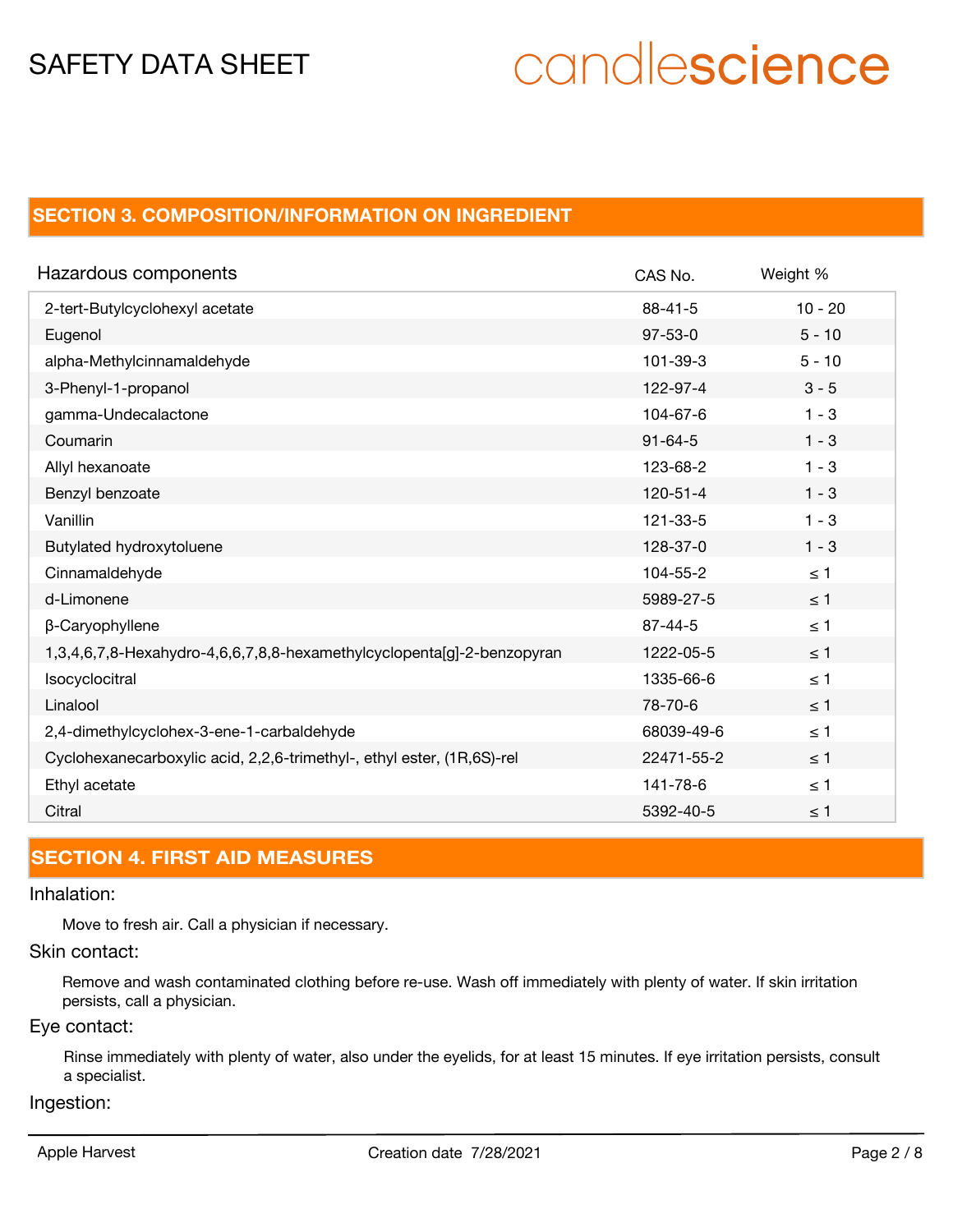## SECTION 3. COMPOSITION/INFORMATION ON INGREDIENT

| Hazardous components | CAS No. | Weight % |
|---|---|---|
| 2-tert-Butylcyclohexyl acetate | 88-41-5 | 10 - 20 |
| Eugenol | 97-53-0 | 5 - 10 |
| alpha-Methylcinnamaldehyde | 101-39-3 | 5 - 10 |
| 3-Phenyl-1-propanol | 122-97-4 | 3 - 5 |
| gamma-Undecalactone | 104-67-6 | 1 - 3 |
| Coumarin | 91-64-5 | 1 - 3 |
| Allyl hexanoate | 123-68-2 | 1 - 3 |
| Benzyl benzoate | 120-51-4 | 1 - 3 |
| Vanillin | 121-33-5 | 1 - 3 |
| Butylated hydroxytoluene | 128-37-0 | 1 - 3 |
| Cinnamaldehyde | 104-55-2 | ≤ 1 |
| d-Limonene | 5989-27-5 | ≤ 1 |
| β-Caryophyllene | 87-44-5 | ≤ 1 |
| 1,3,4,6,7,8-Hexahydro-4,6,6,7,8,8-hexamethylcyclopenta[g]-2-benzopyran | 1222-05-5 | ≤ 1 |
| Isocyclocitral | 1335-66-6 | ≤ 1 |
| Linalool | 78-70-6 | ≤ 1 |
| 2,4-dimethylcyclohex-3-ene-1-carbaldehyde | 68039-49-6 | ≤ 1 |
| Cyclohexanecarboxylic acid, 2,2,6-trimethyl-, ethyl ester, (1R,6S)-rel | 22471-55-2 | ≤ 1 |
| Ethyl acetate | 141-78-6 | ≤ 1 |
| Citral | 5392-40-5 | ≤ 1 |

## SECTION 4. FIRST AID MEASURES

### Inhalation:

Move to fresh air. Call a physician if necessary.

### Skin contact:

Remove and wash contaminated clothing before re-use. Wash off immediately with plenty of water. If skin irritation persists, call a physician.

### Eye contact:

Rinse immediately with plenty of water, also under the eyelids, for at least 15 minutes. If eye irritation persists, consult a specialist.

### Ingestion: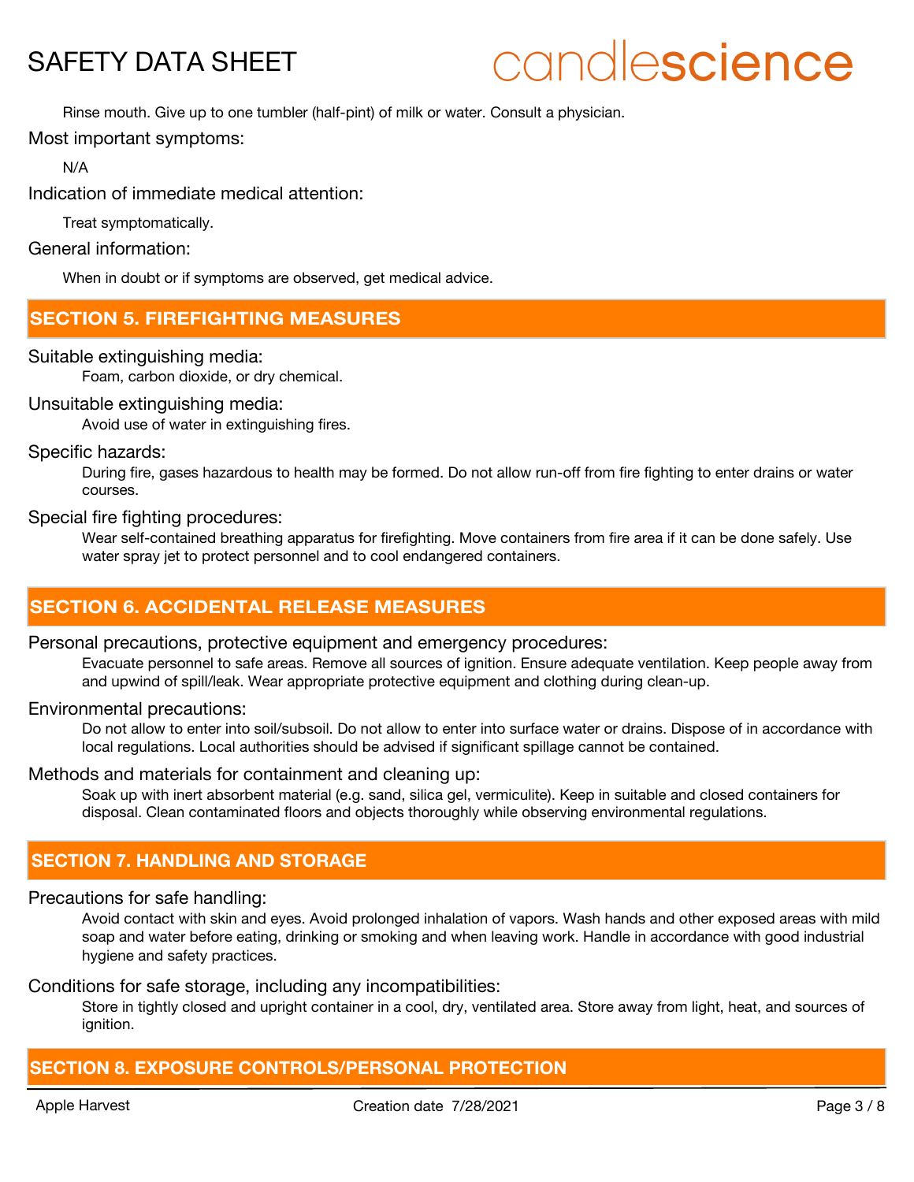Rinse mouth. Give up to one tumbler (half-pint) of milk or water. Consult a physician.

Most important symptoms:

N/A

Indication of immediate medical attention:

Treat symptomatically.

General information:

When in doubt or if symptoms are observed, get medical advice.

## SECTION 5. FIREFIGHTING MEASURES

Suitable extinguishing media:

Foam, carbon dioxide, or dry chemical.

Unsuitable extinguishing media:

Avoid use of water in extinguishing fires.

Specific hazards:

During fire, gases hazardous to health may be formed. Do not allow run-off from fire fighting to enter drains or water courses.

Special fire fighting procedures:

Wear self-contained breathing apparatus for firefighting. Move containers from fire area if it can be done safely. Use water spray jet to protect personnel and to cool endangered containers.

## SECTION 6. ACCIDENTAL RELEASE MEASURES

Personal precautions, protective equipment and emergency procedures:

Evacuate personnel to safe areas. Remove all sources of ignition. Ensure adequate ventilation. Keep people away from and upwind of spill/leak. Wear appropriate protective equipment and clothing during clean-up.

Environmental precautions:

Do not allow to enter into soil/subsoil. Do not allow to enter into surface water or drains. Dispose of in accordance with local regulations. Local authorities should be advised if significant spillage cannot be contained.

Methods and materials for containment and cleaning up:

Soak up with inert absorbent material (e.g. sand, silica gel, vermiculite). Keep in suitable and closed containers for disposal. Clean contaminated floors and objects thoroughly while observing environmental regulations.

## SECTION 7. HANDLING AND STORAGE

Precautions for safe handling:

Avoid contact with skin and eyes. Avoid prolonged inhalation of vapors. Wash hands and other exposed areas with mild soap and water before eating, drinking or smoking and when leaving work. Handle in accordance with good industrial hygiene and safety practices.

Conditions for safe storage, including any incompatibilities:

Store in tightly closed and upright container in a cool, dry, ventilated area. Store away from light, heat, and sources of ignition.

## SECTION 8. EXPOSURE CONTROLS/PERSONAL PROTECTION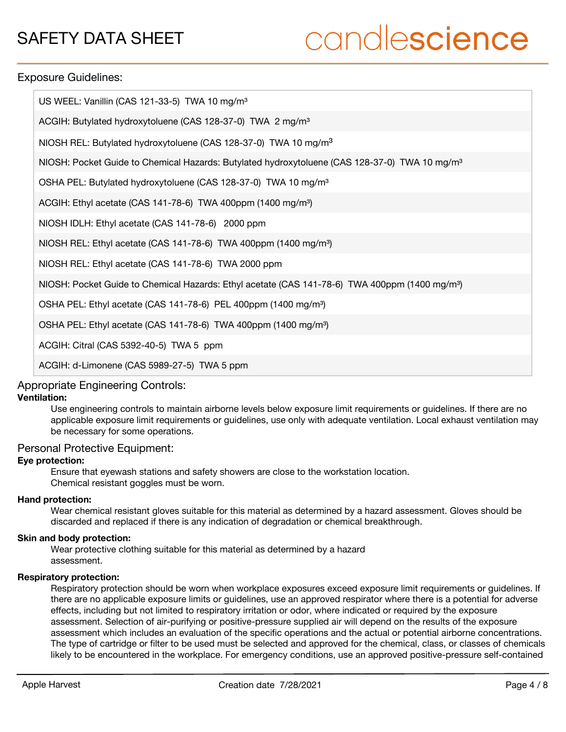## Exposure Guidelines:

| |
|---|
| US WEEL: Vanillin (CAS 121-33-5) TWA 10 mg/m³ |
| ACGIH: Butylated hydroxytoluene (CAS 128-37-0) TWA 2 mg/m³ |
| NIOSH REL: Butylated hydroxytoluene (CAS 128-37-0) TWA 10 mg/m³ |
| NIOSH: Pocket Guide to Chemical Hazards: Butylated hydroxytoluene (CAS 128-37-0) TWA 10 mg/m³ |
| OSHA PEL: Butylated hydroxytoluene (CAS 128-37-0) TWA 10 mg/m³ |
| ACGIH: Ethyl acetate (CAS 141-78-6) TWA 400ppm (1400 mg/m³) |
| NIOSH IDLH: Ethyl acetate (CAS 141-78-6) 2000 ppm |
| NIOSH REL: Ethyl acetate (CAS 141-78-6) TWA 400ppm (1400 mg/m³) |
| NIOSH REL: Ethyl acetate (CAS 141-78-6) TWA 2000 ppm |
| NIOSH: Pocket Guide to Chemical Hazards: Ethyl acetate (CAS 141-78-6) TWA 400ppm (1400 mg/m³) |
| OSHA PEL: Ethyl acetate (CAS 141-78-6) PEL 400ppm (1400 mg/m³) |
| OSHA PEL: Ethyl acetate (CAS 141-78-6) TWA 400ppm (1400 mg/m³) |
| ACGIH: Citral (CAS 5392-40-5) TWA 5 ppm |
| ACGIH: d-Limonene (CAS 5989-27-5) TWA 5 ppm |

## Appropriate Engineering Controls:

**Ventilation:**

Use engineering controls to maintain airborne levels below exposure limit requirements or guidelines. If there are no applicable exposure limit requirements or guidelines, use only with adequate ventilation. Local exhaust ventilation may be necessary for some operations.

## Personal Protective Equipment:

**Eye protection:**

Ensure that eyewash stations and safety showers are close to the workstation location.
Chemical resistant goggles must be worn.

**Hand protection:**

Wear chemical resistant gloves suitable for this material as determined by a hazard assessment. Gloves should be discarded and replaced if there is any indication of degradation or chemical breakthrough.

**Skin and body protection:**

Wear protective clothing suitable for this material as determined by a hazard assessment.

**Respiratory protection:**

Respiratory protection should be worn when workplace exposures exceed exposure limit requirements or guidelines. If there are no applicable exposure limits or guidelines, use an approved respirator where there is a potential for adverse effects, including but not limited to respiratory irritation or odor, where indicated or required by the exposure assessment. Selection of air-purifying or positive-pressure supplied air will depend on the results of the exposure assessment which includes an evaluation of the specific operations and the actual or potential airborne concentrations. The type of cartridge or filter to be used must be selected and approved for the chemical, class, or classes of chemicals likely to be encountered in the workplace. For emergency conditions, use an approved positive-pressure self-contained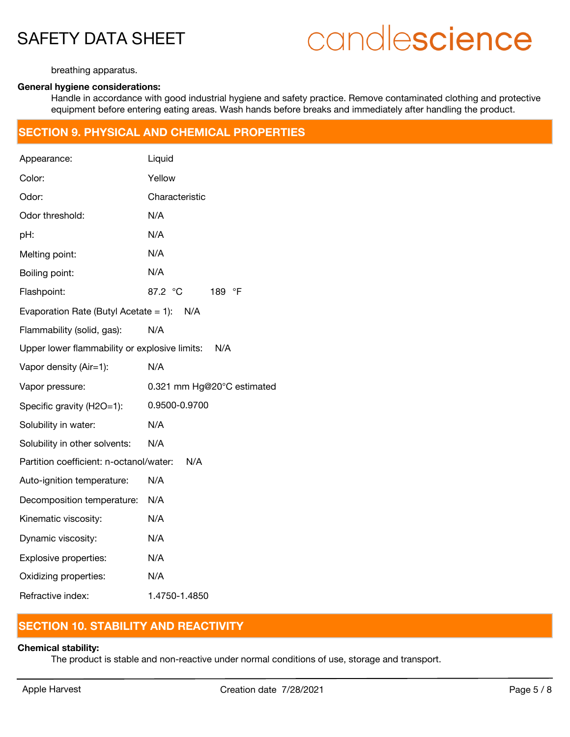breathing apparatus.

**General hygiene considerations:**

Handle in accordance with good industrial hygiene and safety practice. Remove contaminated clothing and protective equipment before entering eating areas. Wash hands before breaks and immediately after handling the product.

## SECTION 9. PHYSICAL AND CHEMICAL PROPERTIES

| | |
|---|---|
| Appearance: | Liquid |
| Color: | Yellow |
| Odor: | Characteristic |
| Odor threshold: | N/A |
| pH: | N/A |
| Melting point: | N/A |
| Boiling point: | N/A |
| Flashpoint: | 87.2 °C 189 °F |
| Evaporation Rate (Butyl Acetate = 1): | N/A |
| Flammability (solid, gas): | N/A |
| Upper lower flammability or explosive limits: | N/A |
| Vapor density (Air=1): | N/A |
| Vapor pressure: | 0.321 mm Hg@20°C estimated |
| Specific gravity (H2O=1): | 0.9500-0.9700 |
| Solubility in water: | N/A |
| Solubility in other solvents: | N/A |
| Partition coefficient: n-octanol/water: | N/A |
| Auto-ignition temperature: | N/A |
| Decomposition temperature: | N/A |
| Kinematic viscosity: | N/A |
| Dynamic viscosity: | N/A |
| Explosive properties: | N/A |
| Oxidizing properties: | N/A |
| Refractive index: | 1.4750-1.4850 |

## SECTION 10. STABILITY AND REACTIVITY

**Chemical stability:**

The product is stable and non-reactive under normal conditions of use, storage and transport.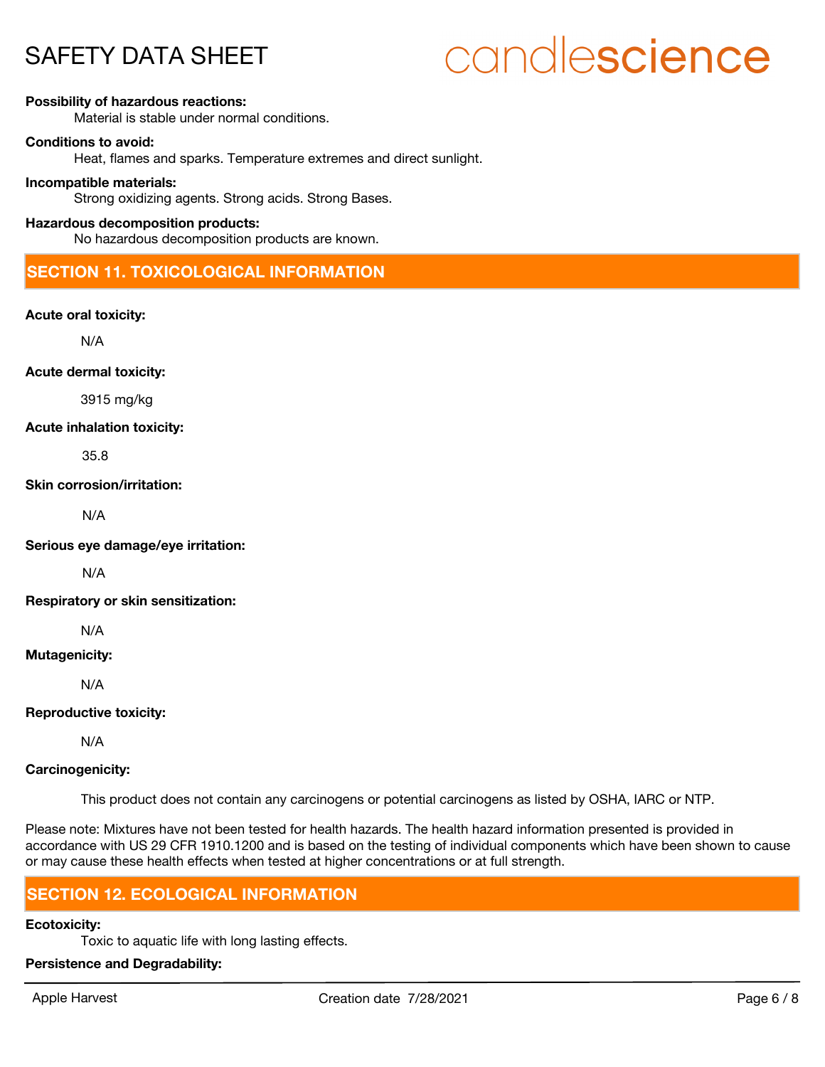**Possibility of hazardous reactions:**

Material is stable under normal conditions.

**Conditions to avoid:**

Heat, flames and sparks. Temperature extremes and direct sunlight.

**Incompatible materials:**

Strong oxidizing agents. Strong acids. Strong Bases.

**Hazardous decomposition products:**

No hazardous decomposition products are known.

## SECTION 11. TOXICOLOGICAL INFORMATION

**Acute oral toxicity:**

N/A

**Acute dermal toxicity:**

3915 mg/kg

**Acute inhalation toxicity:**

35.8

**Skin corrosion/irritation:**

N/A

**Serious eye damage/eye irritation:**

N/A

**Respiratory or skin sensitization:**

N/A

**Mutagenicity:**

N/A

**Reproductive toxicity:**

N/A

**Carcinogenicity:**

This product does not contain any carcinogens or potential carcinogens as listed by OSHA, IARC or NTP.

Please note: Mixtures have not been tested for health hazards. The health hazard information presented is provided in accordance with US 29 CFR 1910.1200 and is based on the testing of individual components which have been shown to cause or may cause these health effects when tested at higher concentrations or at full strength.

## SECTION 12. ECOLOGICAL INFORMATION

**Ecotoxicity:**

Toxic to aquatic life with long lasting effects.

**Persistence and Degradability:**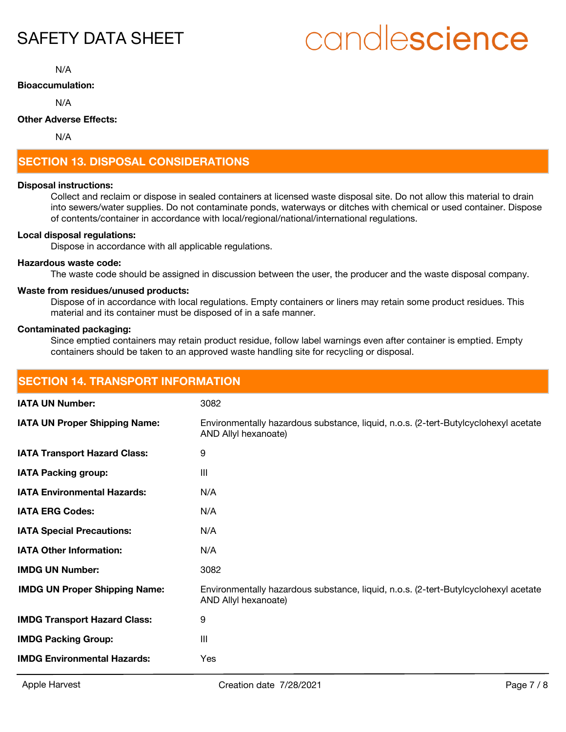N/A

**Bioaccumulation:**

N/A

**Other Adverse Effects:**

N/A

## SECTION 13. DISPOSAL CONSIDERATIONS

**Disposal instructions:**

Collect and reclaim or dispose in sealed containers at licensed waste disposal site. Do not allow this material to drain into sewers/water supplies. Do not contaminate ponds, waterways or ditches with chemical or used container. Dispose of contents/container in accordance with local/regional/national/international regulations.

**Local disposal regulations:**

Dispose in accordance with all applicable regulations.

**Hazardous waste code:**

The waste code should be assigned in discussion between the user, the producer and the waste disposal company.

**Waste from residues/unused products:**

Dispose of in accordance with local regulations. Empty containers or liners may retain some product residues. This material and its container must be disposed of in a safe manner.

**Contaminated packaging:**

Since emptied containers may retain product residue, follow label warnings even after container is emptied. Empty containers should be taken to an approved waste handling site for recycling or disposal.

## SECTION 14. TRANSPORT INFORMATION

| | |
|---|---|
| **IATA UN Number:** | 3082 |
| **IATA UN Proper Shipping Name:** | Environmentally hazardous substance, liquid, n.o.s. (2-tert-Butylcyclohexyl acetate AND Allyl hexanoate) |
| **IATA Transport Hazard Class:** | 9 |
| **IATA Packing group:** | III |
| **IATA Environmental Hazards:** | N/A |
| **IATA ERG Codes:** | N/A |
| **IATA Special Precautions:** | N/A |
| **IATA Other Information:** | N/A |
| **IMDG UN Number:** | 3082 |
| **IMDG UN Proper Shipping Name:** | Environmentally hazardous substance, liquid, n.o.s. (2-tert-Butylcyclohexyl acetate AND Allyl hexanoate) |
| **IMDG Transport Hazard Class:** | 9 |
| **IMDG Packing Group:** | III |
| **IMDG Environmental Hazards:** | Yes |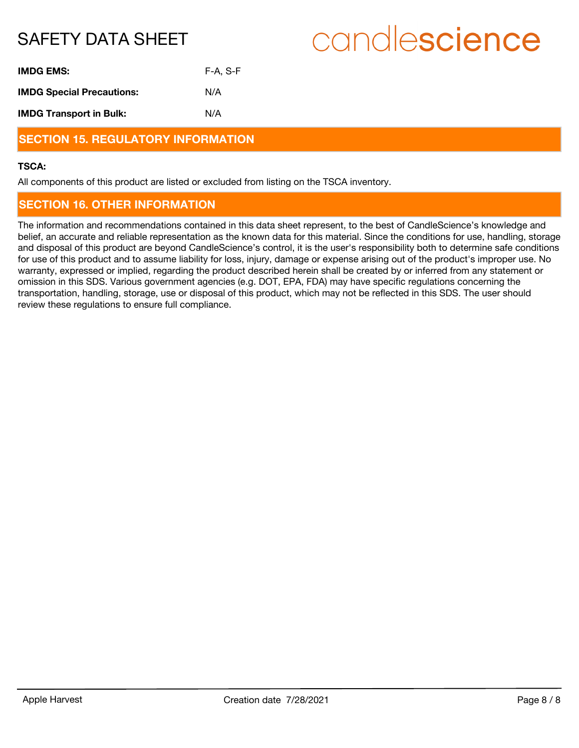| | |
|---|---|
| **IMDG EMS:** | F-A, S-F |
| **IMDG Special Precautions:** | N/A |
| **IMDG Transport in Bulk:** | N/A |

## SECTION 15. REGULATORY INFORMATION

**TSCA:**

All components of this product are listed or excluded from listing on the TSCA inventory.

## SECTION 16. OTHER INFORMATION

The information and recommendations contained in this data sheet represent, to the best of CandleScience's knowledge and belief, an accurate and reliable representation as the known data for this material. Since the conditions for use, handling, storage and disposal of this product are beyond CandleScience's control, it is the user's responsibility both to determine safe conditions for use of this product and to assume liability for loss, injury, damage or expense arising out of the product's improper use. No warranty, expressed or implied, regarding the product described herein shall be created by or inferred from any statement or omission in this SDS. Various government agencies (e.g. DOT, EPA, FDA) may have specific regulations concerning the transportation, handling, storage, use or disposal of this product, which may not be reflected in this SDS. The user should review these regulations to ensure full compliance.